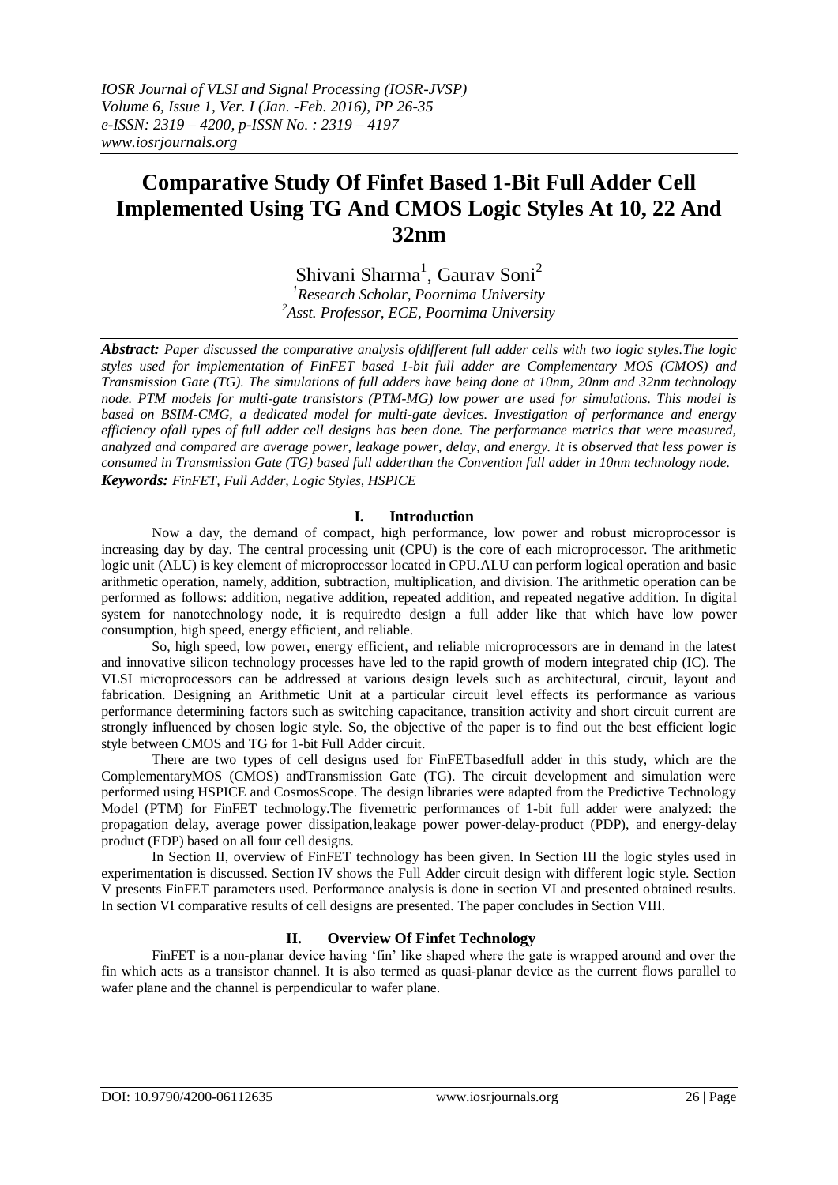# Comparative Study Of Finfet Based 1-Bit Full Adder Cell Implemented Using TG And CMOS Logic Styles At 10, 22 And 32nm

Shivani Sharma[1], Gaurav Soni[2]

[1]Research Scholar, Poornima University
[2]Asst. Professor, ECE, Poornima University

***Abstract:*** *Paper discussed the comparative analysis ofdifferent full adder cells with two logic styles.The logic styles used for implementation of FinFET based 1-bit full adder are Complementary MOS (CMOS) and Transmission Gate (TG). The simulations of full adders have being done at 10nm, 20nm and 32nm technology node. PTM models for multi-gate transistors (PTM-MG) low power are used for simulations. This model is based on BSIM-CMG, a dedicated model for multi-gate devices. Investigation of performance and energy efficiency ofall types of full adder cell designs has been done. The performance metrics that were measured, analyzed and compared are average power, leakage power, delay, and energy. It is observed that less power is consumed in Transmission Gate (TG) based full adderthan the Convention full adder in 10nm technology node.*

***Keywords:*** *FinFET, Full Adder, Logic Styles, HSPICE*

## I. Introduction

Now a day, the demand of compact, high performance, low power and robust microprocessor is increasing day by day. The central processing unit (CPU) is the core of each microprocessor. The arithmetic logic unit (ALU) is key element of microprocessor located in CPU.ALU can perform logical operation and basic arithmetic operation, namely, addition, subtraction, multiplication, and division. The arithmetic operation can be performed as follows: addition, negative addition, repeated addition, and repeated negative addition. In digital system for nanotechnology node, it is requiredto design a full adder like that which have low power consumption, high speed, energy efficient, and reliable.

So, high speed, low power, energy efficient, and reliable microprocessors are in demand in the latest and innovative silicon technology processes have led to the rapid growth of modern integrated chip (IC). The VLSI microprocessors can be addressed at various design levels such as architectural, circuit, layout and fabrication. Designing an Arithmetic Unit at a particular circuit level effects its performance as various performance determining factors such as switching capacitance, transition activity and short circuit current are strongly influenced by chosen logic style. So, the objective of the paper is to find out the best efficient logic style between CMOS and TG for 1-bit Full Adder circuit.

There are two types of cell designs used for FinFETbasedfull adder in this study, which are the ComplementaryMOS (CMOS) andTransmission Gate (TG). The circuit development and simulation were performed using HSPICE and CosmosScope. The design libraries were adapted from the Predictive Technology Model (PTM) for FinFET technology.The fivemetric performances of 1-bit full adder were analyzed: the propagation delay, average power dissipation,leakage power power-delay-product (PDP), and energy-delay product (EDP) based on all four cell designs.

In Section II, overview of FinFET technology has been given. In Section III the logic styles used in experimentation is discussed. Section IV shows the Full Adder circuit design with different logic style. Section V presents FinFET parameters used. Performance analysis is done in section VI and presented obtained results. In section VI comparative results of cell designs are presented. The paper concludes in Section VIII.

## II. Overview Of Finfet Technology

FinFET is a non-planar device having 'fin' like shaped where the gate is wrapped around and over the fin which acts as a transistor channel. It is also termed as quasi-planar device as the current flows parallel to wafer plane and the channel is perpendicular to wafer plane.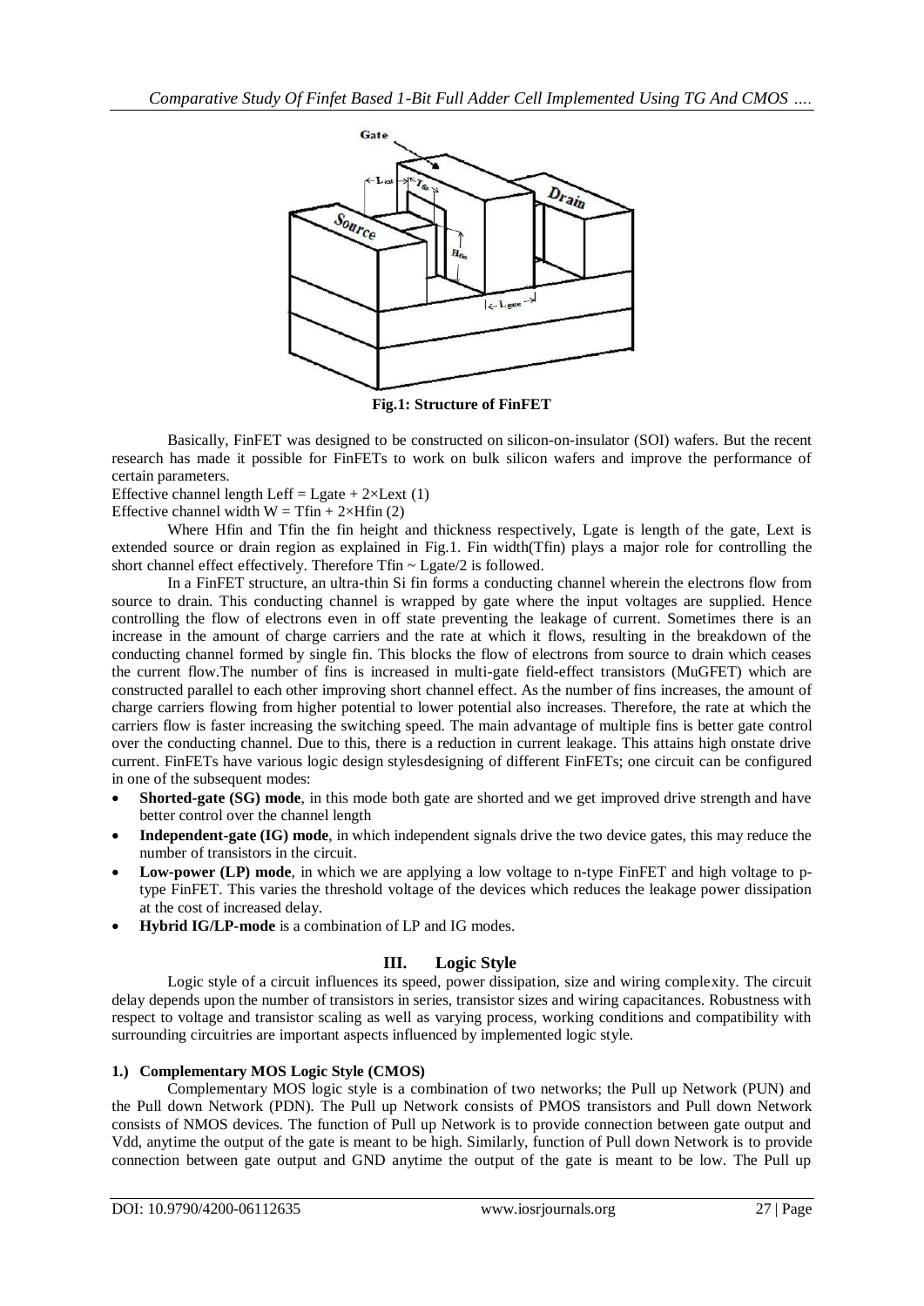**Fig.1: Structure of FinFET**

Basically, FinFET was designed to be constructed on silicon-on-insulator (SOI) wafers. But the recent research has made it possible for FinFETs to work on bulk silicon wafers and improve the performance of certain parameters.

Effective channel length $L_{eff} = L_{gate} + 2 \times L_{ext}$ (1)

Effective channel width $W = T_{fin} + 2 \times H_{fin}$ (2)

Where Hfin and Tfin the fin height and thickness respectively, Lgate is length of the gate, Lext is extended source or drain region as explained in Fig.1. Fin width(Tfin) plays a major role for controlling the short channel effect effectively. Therefore $T_{fin} \sim L_{gate}/2$ is followed.

In a FinFET structure, an ultra-thin Si fin forms a conducting channel wherein the electrons flow from source to drain. This conducting channel is wrapped by gate where the input voltages are supplied. Hence controlling the flow of electrons even in off state preventing the leakage of current. Sometimes there is an increase in the amount of charge carriers and the rate at which it flows, resulting in the breakdown of the conducting channel formed by single fin. This blocks the flow of electrons from source to drain which ceases the current flow.The number of fins is increased in multi-gate field-effect transistors (MuGFET) which are constructed parallel to each other improving short channel effect. As the number of fins increases, the amount of charge carriers flowing from higher potential to lower potential also increases. Therefore, the rate at which the carriers flow is faster increasing the switching speed. The main advantage of multiple fins is better gate control over the conducting channel. Due to this, there is a reduction in current leakage. This attains high onstate drive current. FinFETs have various logic design stylesdesigning of different FinFETs; one circuit can be configured in one of the subsequent modes:

- **Shorted-gate (SG) mode**, in this mode both gate are shorted and we get improved drive strength and have better control over the channel length
- **Independent-gate (IG) mode**, in which independent signals drive the two device gates, this may reduce the number of transistors in the circuit.
- **Low-power (LP) mode**, in which we are applying a low voltage to n-type FinFET and high voltage to p-type FinFET. This varies the threshold voltage of the devices which reduces the leakage power dissipation at the cost of increased delay.
- **Hybrid IG/LP-mode** is a combination of LP and IG modes.

## III. Logic Style

Logic style of a circuit influences its speed, power dissipation, size and wiring complexity. The circuit delay depends upon the number of transistors in series, transistor sizes and wiring capacitances. Robustness with respect to voltage and transistor scaling as well as varying process, working conditions and compatibility with surrounding circuitries are important aspects influenced by implemented logic style.

### 1.) Complementary MOS Logic Style (CMOS)

Complementary MOS logic style is a combination of two networks; the Pull up Network (PUN) and the Pull down Network (PDN). The Pull up Network consists of PMOS transistors and Pull down Network consists of NMOS devices. The function of Pull up Network is to provide connection between gate output and Vdd, anytime the output of the gate is meant to be high. Similarly, function of Pull down Network is to provide connection between gate output and GND anytime the output of the gate is meant to be low. The Pull up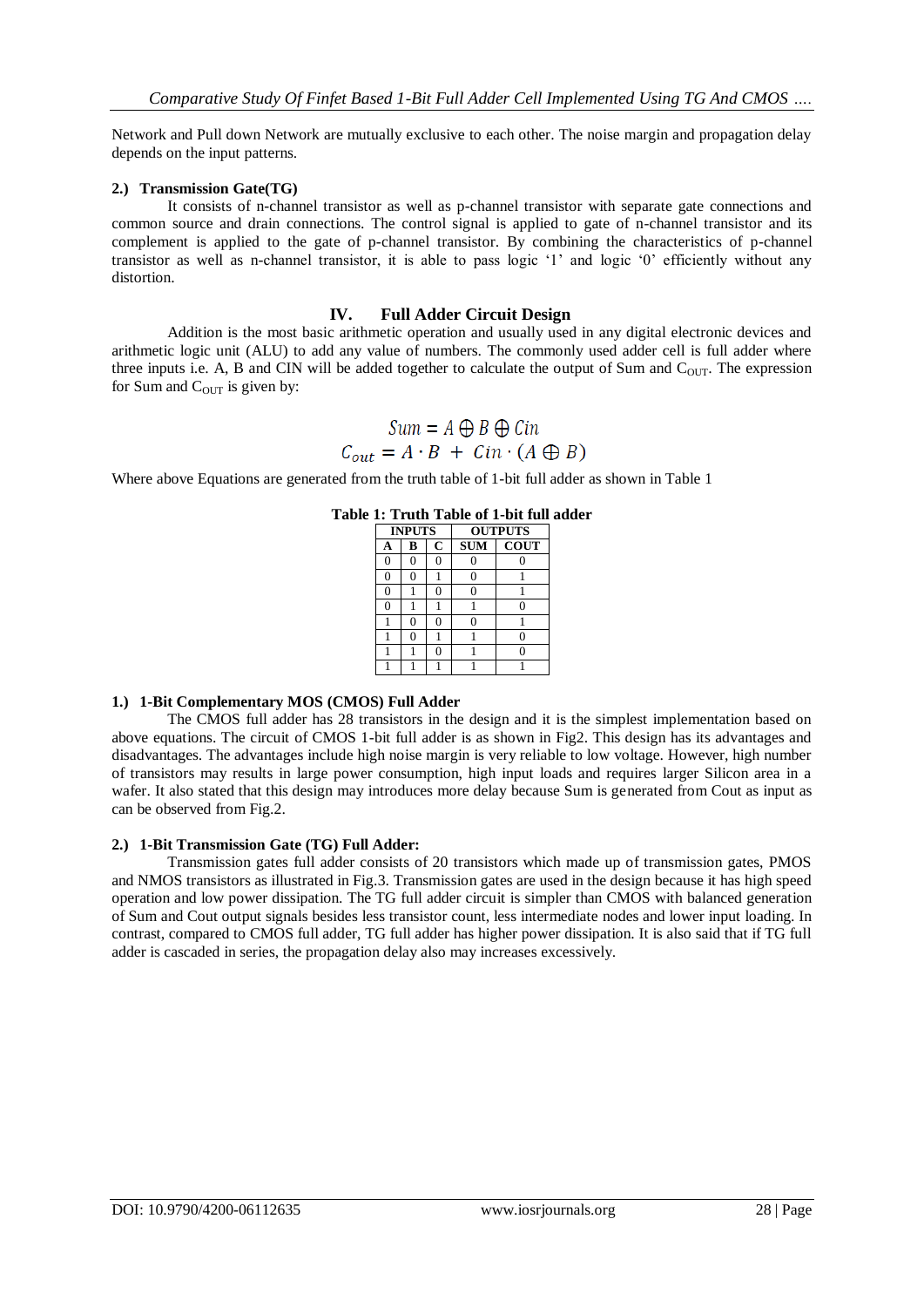Network and Pull down Network are mutually exclusive to each other. The noise margin and propagation delay depends on the input patterns.

**2.) Transmission Gate(TG)**

It consists of n-channel transistor as well as p-channel transistor with separate gate connections and common source and drain connections. The control signal is applied to gate of n-channel transistor and its complement is applied to the gate of p-channel transistor. By combining the characteristics of p-channel transistor as well as n-channel transistor, it is able to pass logic '1' and logic '0' efficiently without any distortion.

## IV. Full Adder Circuit Design

Addition is the most basic arithmetic operation and usually used in any digital electronic devices and arithmetic logic unit (ALU) to add any value of numbers. The commonly used adder cell is full adder where three inputs i.e. A, B and CIN will be added together to calculate the output of Sum and $C_{OUT}$. The expression for Sum and $C_{OUT}$ is given by:

$$Sum = A \oplus B \oplus Cin$$
$$C_{out} = A \cdot B \ + \ Cin \cdot (A \oplus B)$$

Where above Equations are generated from the truth table of 1-bit full adder as shown in Table 1

**Table 1: Truth Table of 1-bit full adder**

| INPUTS | | | OUTPUTS | |
|---|---|---|---|---|
| A | B | C | SUM | COUT |
| 0 | 0 | 0 | 0 | 0 |
| 0 | 0 | 1 | 0 | 1 |
| 0 | 1 | 0 | 0 | 1 |
| 0 | 1 | 1 | 1 | 0 |
| 1 | 0 | 0 | 0 | 1 |
| 1 | 0 | 1 | 1 | 0 |
| 1 | 1 | 0 | 1 | 0 |
| 1 | 1 | 1 | 1 | 1 |

**1.) 1-Bit Complementary MOS (CMOS) Full Adder**

The CMOS full adder has 28 transistors in the design and it is the simplest implementation based on above equations. The circuit of CMOS 1-bit full adder is as shown in Fig2. This design has its advantages and disadvantages. The advantages include high noise margin is very reliable to low voltage. However, high number of transistors may results in large power consumption, high input loads and requires larger Silicon area in a wafer. It also stated that this design may introduces more delay because Sum is generated from Cout as input as can be observed from Fig.2.

**2.) 1-Bit Transmission Gate (TG) Full Adder:**

Transmission gates full adder consists of 20 transistors which made up of transmission gates, PMOS and NMOS transistors as illustrated in Fig.3. Transmission gates are used in the design because it has high speed operation and low power dissipation. The TG full adder circuit is simpler than CMOS with balanced generation of Sum and Cout output signals besides less transistor count, less intermediate nodes and lower input loading. In contrast, compared to CMOS full adder, TG full adder has higher power dissipation. It is also said that if TG full adder is cascaded in series, the propagation delay also may increases excessively.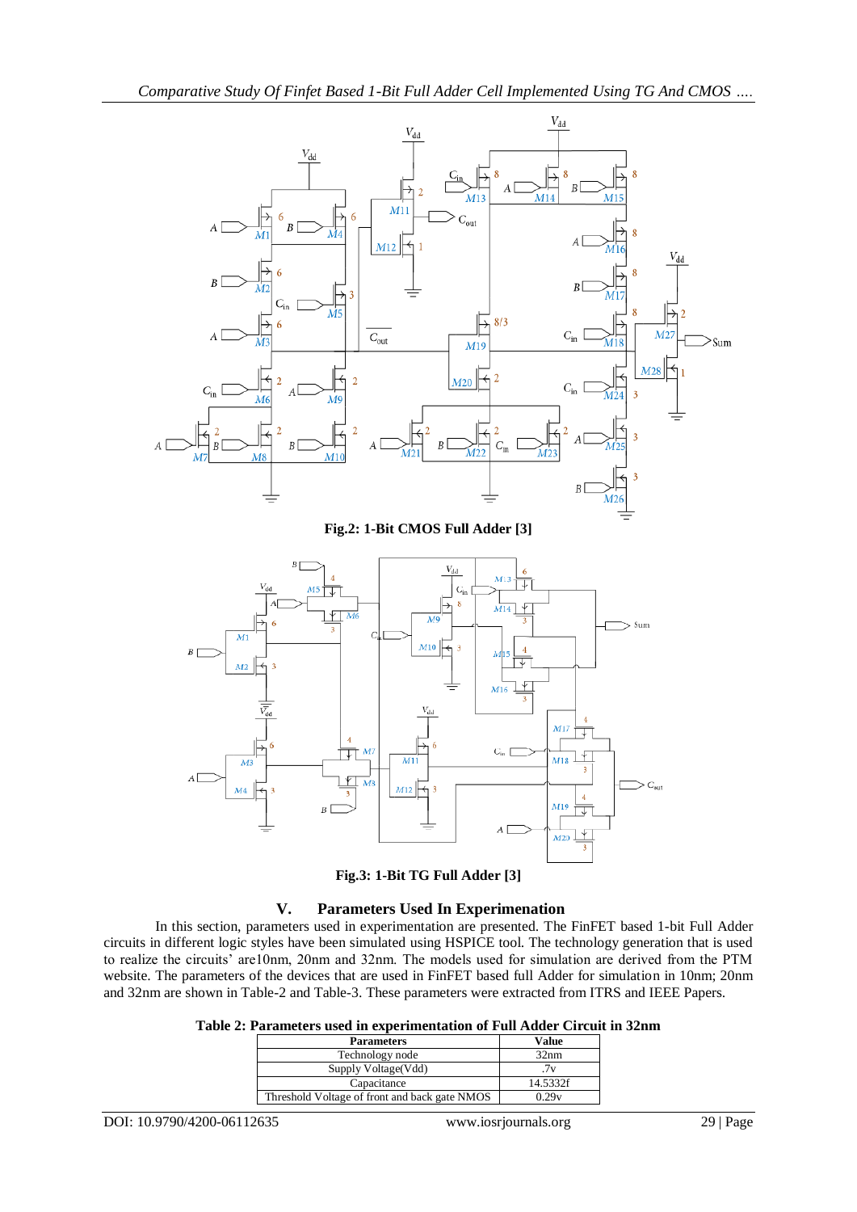**Fig.2: 1-Bit CMOS Full Adder [3]**

**Fig.3: 1-Bit TG Full Adder [3]**

## V. Parameters Used In Experimentation

In this section, parameters used in experimentation are presented. The FinFET based 1-bit Full Adder circuits in different logic styles have been simulated using HSPICE tool. The technology generation that is used to realize the circuits' are10nm, 20nm and 32nm. The models used for simulation are derived from the PTM website. The parameters of the devices that are used in FinFET based full Adder for simulation in 10nm; 20nm and 32nm are shown in Table-2 and Table-3. These parameters were extracted from ITRS and IEEE Papers.

**Table 2: Parameters used in experimentation of Full Adder Circuit in 32nm**

| Parameters | Value |
|---|---|
| Technology node | 32nm |
| Supply Voltage(Vdd) | .7v |
| Capacitance | 14.5332f |
| Threshold Voltage of front and back gate NMOS | 0.29v |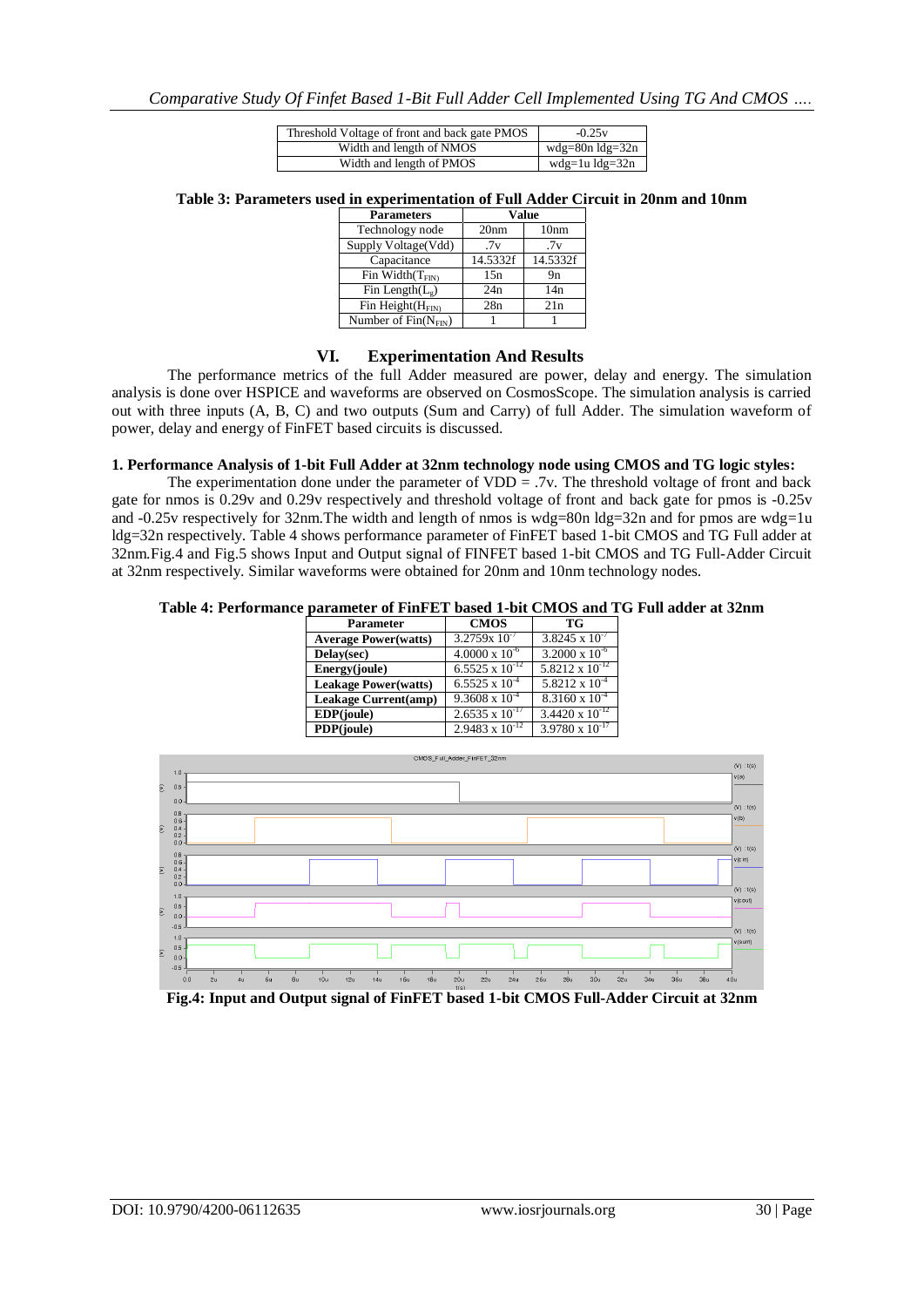| Threshold Voltage of front and back gate PMOS | -0.25v |
| --- | --- |
| Width and length of NMOS | wdg=80n ldg=32n |
| Width and length of PMOS | wdg=1u ldg=32n |

**Table 3: Parameters used in experimentation of Full Adder Circuit in 20nm and 10nm**

| Parameters | Value | |
| --- | --- | --- |
| Technology node | 20nm | 10nm |
| Supply Voltage(Vdd) | .7v | .7v |
| Capacitance | 14.5332f | 14.5332f |
| Fin Width($T_{FIN}$) | 15n | 9n |
| Fin Length($L_g$) | 24n | 14n |
| Fin Height($H_{FIN}$) | 28n | 21n |
| Number of Fin($N_{FIN}$) | 1 | 1 |

## VI. Experimentation And Results

The performance metrics of the full Adder measured are power, delay and energy. The simulation analysis is done over HSPICE and waveforms are observed on CosmosScope. The simulation analysis is carried out with three inputs (A, B, C) and two outputs (Sum and Carry) of full Adder. The simulation waveform of power, delay and energy of FinFET based circuits is discussed.

**1. Performance Analysis of 1-bit Full Adder at 32nm technology node using CMOS and TG logic styles:**

The experimentation done under the parameter of VDD = .7v. The threshold voltage of front and back gate for nmos is 0.29v and 0.29v respectively and threshold voltage of front and back gate for pmos is -0.25v and -0.25v respectively for 32nm.The width and length of nmos is wdg=80n ldg=32n and for pmos are wdg=1u ldg=32n respectively. Table 4 shows performance parameter of FinFET based 1-bit CMOS and TG Full adder at 32nm.Fig.4 and Fig.5 shows Input and Output signal of FINFET based 1-bit CMOS and TG Full-Adder Circuit at 32nm respectively. Similar waveforms were obtained for 20nm and 10nm technology nodes.

**Table 4: Performance parameter of FinFET based 1-bit CMOS and TG Full adder at 32nm**

| Parameter | CMOS | TG |
| --- | --- | --- |
| **Average Power(watts)** | $3.2759 \times 10^{-7}$ | $3.8245 \times 10^{-7}$ |
| **Delay(sec)** | $4.0000 \times 10^{-6}$ | $3.2000 \times 10^{-6}$ |
| **Energy(joule)** | $6.5525 \times 10^{-12}$ | $5.8212 \times 10^{-12}$ |
| **Leakage Power(watts)** | $6.5525 \times 10^{-4}$ | $5.8212 \times 10^{-4}$ |
| **Leakage Current(amp)** | $9.3608 \times 10^{-4}$ | $8.3160 \times 10^{-4}$ |
| **EDP(joule)** | $2.6535 \times 10^{-17}$ | $3.4420 \times 10^{-12}$ |
| **PDP(joule)** | $2.9483 \times 10^{-12}$ | $3.9780 \times 10^{-17}$ |

**Fig.4: Input and Output signal of FinFET based 1-bit CMOS Full-Adder Circuit at 32nm**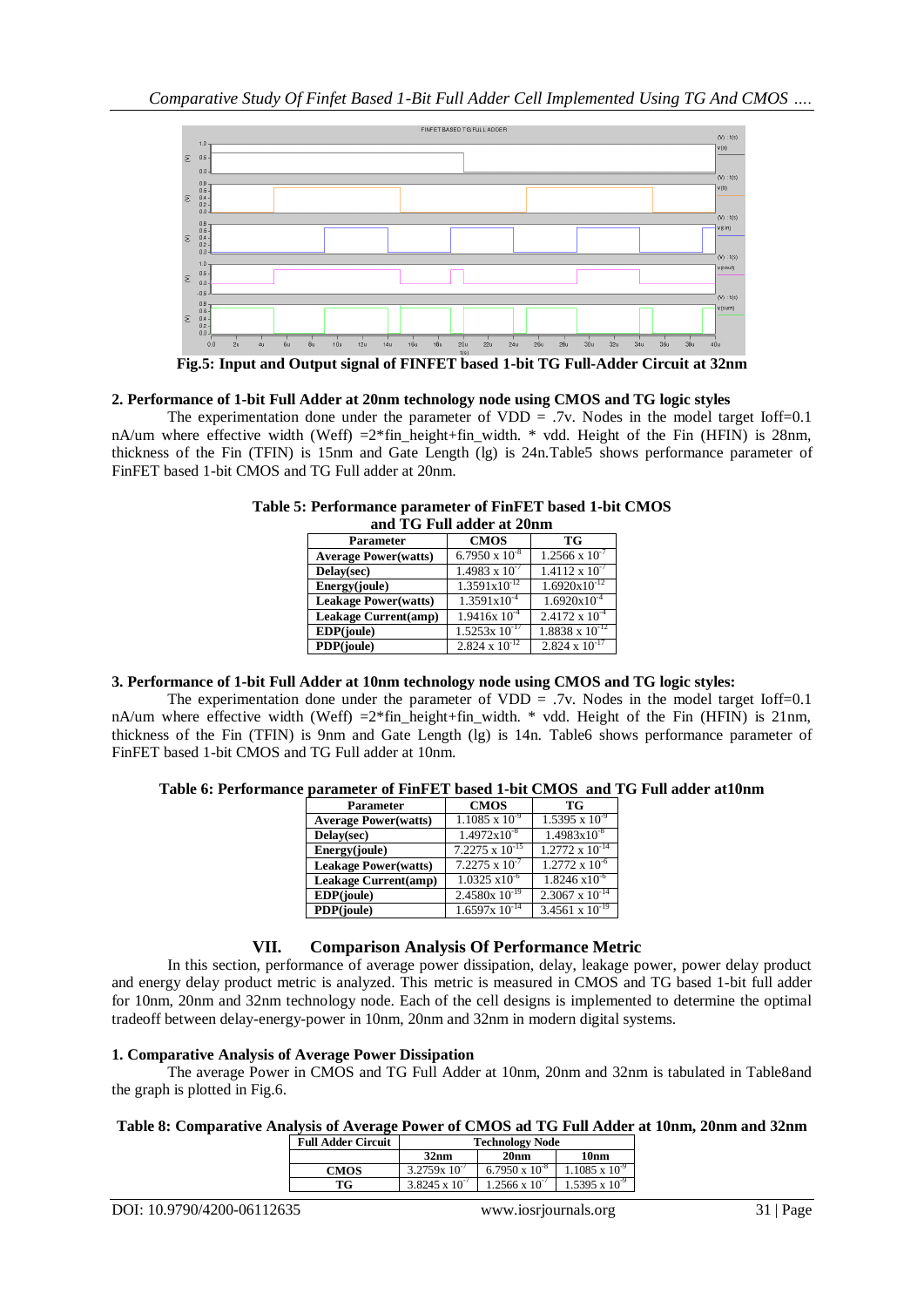**Fig.5: Input and Output signal of FINFET based 1-bit TG Full-Adder Circuit at 32nm**

### 2. Performance of 1-bit Full Adder at 20nm technology node using CMOS and TG logic styles

The experimentation done under the parameter of VDD = .7v. Nodes in the model target Ioff=0.1 nA/um where effective width (Weff) =2*fin_height+fin_width. * vdd. Height of the Fin (HFIN) is 28nm, thickness of the Fin (TFIN) is 15nm and Gate Length (lg) is 24n.Table5 shows performance parameter of FinFET based 1-bit CMOS and TG Full adder at 20nm.

**Table 5: Performance parameter of FinFET based 1-bit CMOS and TG Full adder at 20nm**

| Parameter | CMOS | TG |
|---|---|---|
| Average Power(watts) | $6.7950 \times 10^{-8}$ | $1.2566 \times 10^{-7}$ |
| Delay(sec) | $1.4983 \times 10^{-7}$ | $1.4112 \times 10^{-7}$ |
| Energy(joule) | $1.3591 \times 10^{-12}$ | $1.6920 \times 10^{-12}$ |
| Leakage Power(watts) | $1.3591 \times 10^{-4}$ | $1.6920 \times 10^{-4}$ |
| Leakage Current(amp) | $1.9416 \times 10^{-4}$ | $2.4172 \times 10^{-4}$ |
| EDP(joule) | $1.5253 \times 10^{-17}$ | $1.8838 \times 10^{-12}$ |
| PDP(joule) | $2.824 \times 10^{-12}$ | $2.824 \times 10^{-17}$ |

### 3. Performance of 1-bit Full Adder at 10nm technology node using CMOS and TG logic styles:

The experimentation done under the parameter of VDD = .7v. Nodes in the model target Ioff=0.1 nA/um where effective width (Weff) =2*fin_height+fin_width. * vdd. Height of the Fin (HFIN) is 21nm, thickness of the Fin (TFIN) is 9nm and Gate Length (lg) is 14n. Table6 shows performance parameter of FinFET based 1-bit CMOS and TG Full adder at 10nm.

**Table 6: Performance parameter of FinFET based 1-bit CMOS and TG Full adder at10nm**

| Parameter | CMOS | TG |
|---|---|---|
| Average Power(watts) | $1.1085 \times 10^{-9}$ | $1.5395 \times 10^{-9}$ |
| Delay(sec) | $1.4972 \times 10^{-8}$ | $1.4983 \times 10^{-8}$ |
| Energy(joule) | $7.2275 \times 10^{-15}$ | $1.2772 \times 10^{-14}$ |
| Leakage Power(watts) | $7.2275 \times 10^{-7}$ | $1.2772 \times 10^{-6}$ |
| Leakage Current(amp) | $1.0325 \times 10^{-6}$ | $1.8246 \times 10^{-6}$ |
| EDP(joule) | $2.4580 \times 10^{-19}$ | $2.3067 \times 10^{-14}$ |
| PDP(joule) | $1.6597 \times 10^{-14}$ | $3.4561 \times 10^{-19}$ |

## VII. Comparison Analysis Of Performance Metric

In this section, performance of average power dissipation, delay, leakage power, power delay product and energy delay product metric is analyzed. This metric is measured in CMOS and TG based 1-bit full adder for 10nm, 20nm and 32nm technology node. Each of the cell designs is implemented to determine the optimal tradeoff between delay-energy-power in 10nm, 20nm and 32nm in modern digital systems.

### 1. Comparative Analysis of Average Power Dissipation

The average Power in CMOS and TG Full Adder at 10nm, 20nm and 32nm is tabulated in Table8and the graph is plotted in Fig.6.

**Table 8: Comparative Analysis of Average Power of CMOS ad TG Full Adder at 10nm, 20nm and 32nm**

| Full Adder Circuit | Technology Node | | |
|---|---|---|---|
| | 32nm | 20nm | 10nm |
| CMOS | $3.2759 \times 10^{-7}$ | $6.7950 \times 10^{-8}$ | $1.1085 \times 10^{-9}$ |
| TG | $3.8245 \times 10^{-7}$ | $1.2566 \times 10^{-7}$ | $1.5395 \times 10^{-9}$ |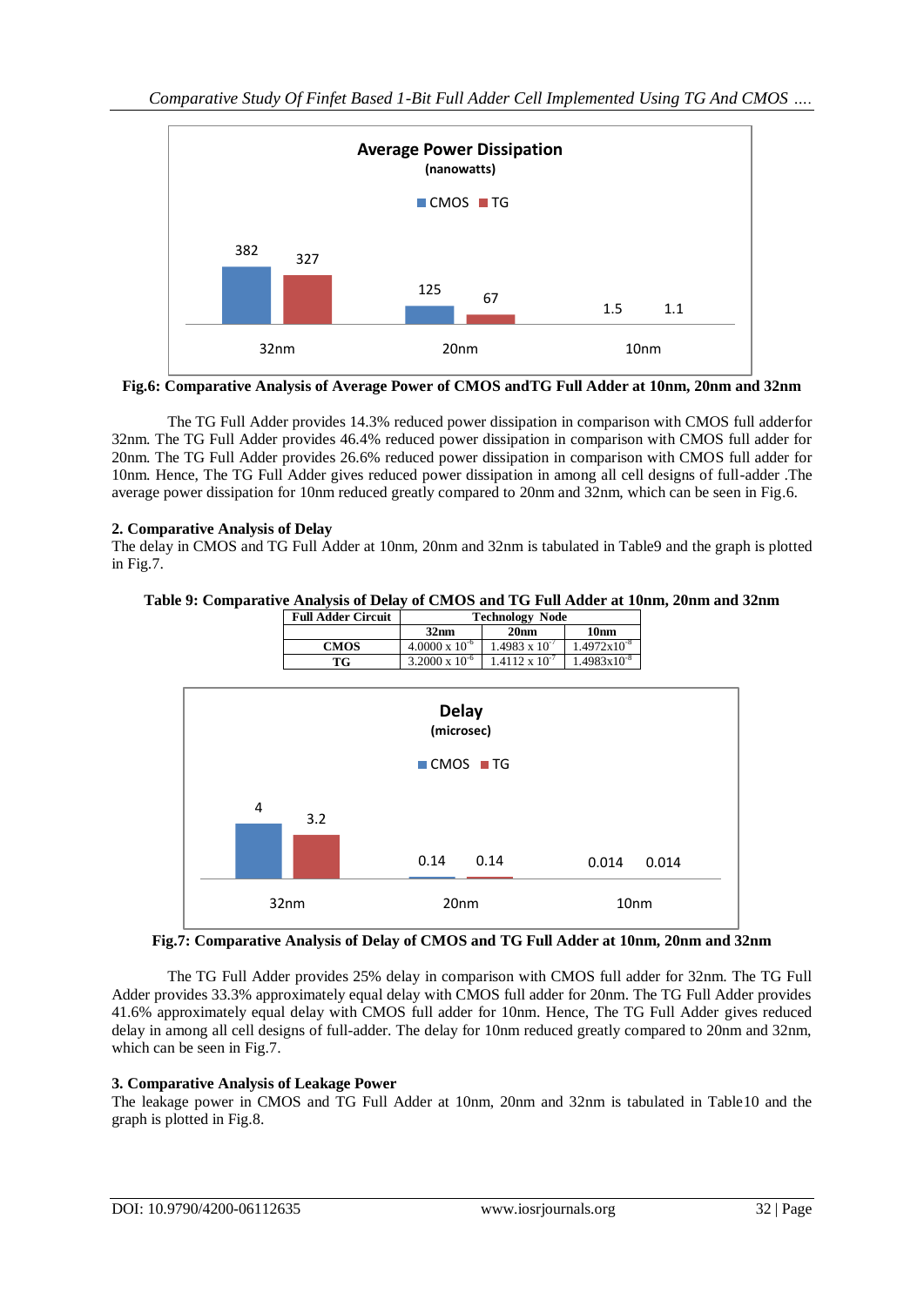Fig.6: Comparative Analysis of Average Power of CMOS andTG Full Adder at 10nm, 20nm and 32nm

The TG Full Adder provides 14.3% reduced power dissipation in comparison with CMOS full adderfor 32nm. The TG Full Adder provides 46.4% reduced power dissipation in comparison with CMOS full adder for 20nm. The TG Full Adder provides 26.6% reduced power dissipation in comparison with CMOS full adder for 10nm. Hence, The TG Full Adder gives reduced power dissipation in among all cell designs of full-adder .The average power dissipation for 10nm reduced greatly compared to 20nm and 32nm, which can be seen in Fig.6.

### 2. Comparative Analysis of Delay

The delay in CMOS and TG Full Adder at 10nm, 20nm and 32nm is tabulated in Table9 and the graph is plotted in Fig.7.

**Table 9: Comparative Analysis of Delay of CMOS and TG Full Adder at 10nm, 20nm and 32nm**

| Full Adder Circuit | Technology Node | | |
|---|---|---|---|
| | 32nm | 20nm | 10nm |
| CMOS | $4.0000 \times 10^{-6}$ | $1.4983 \times 10^{-7}$ | $1.4972 \times 10^{-8}$ |
| TG | $3.2000 \times 10^{-6}$ | $1.4112 \times 10^{-7}$ | $1.4983 \times 10^{-8}$ |

Fig.7: Comparative Analysis of Delay of CMOS and TG Full Adder at 10nm, 20nm and 32nm

The TG Full Adder provides 25% delay in comparison with CMOS full adder for 32nm. The TG Full Adder provides 33.3% approximately equal delay with CMOS full adder for 20nm. The TG Full Adder provides 41.6% approximately equal delay with CMOS full adder for 10nm. Hence, The TG Full Adder gives reduced delay in among all cell designs of full-adder. The delay for 10nm reduced greatly compared to 20nm and 32nm, which can be seen in Fig.7.

### 3. Comparative Analysis of Leakage Power

The leakage power in CMOS and TG Full Adder at 10nm, 20nm and 32nm is tabulated in Table10 and the graph is plotted in Fig.8.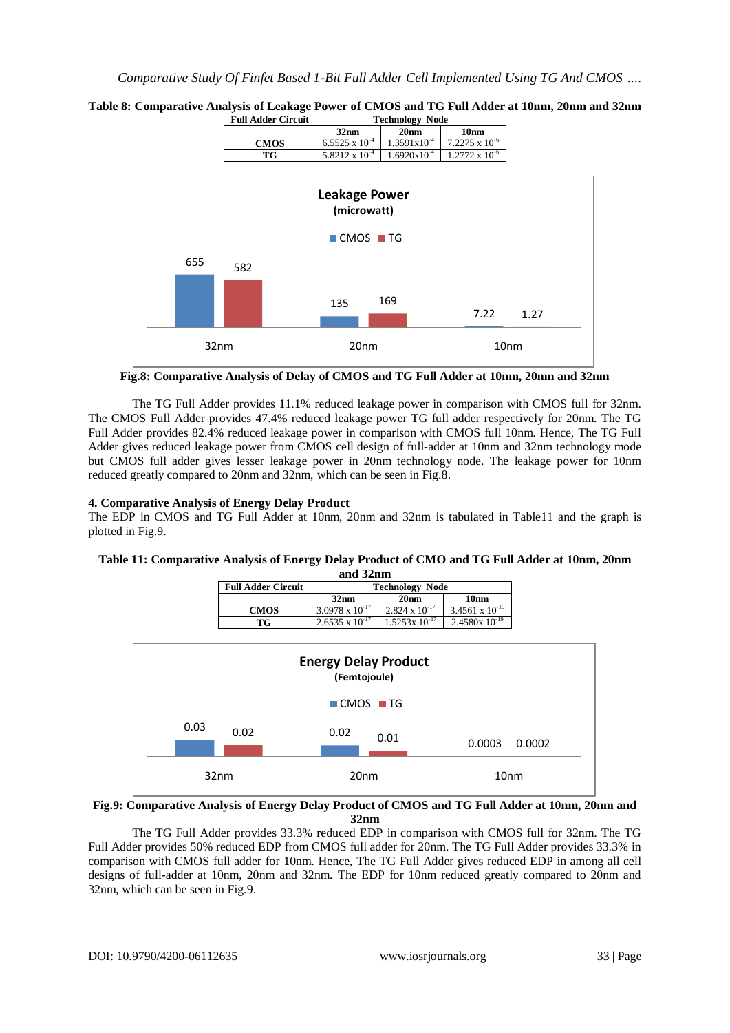**Table 8: Comparative Analysis of Leakage Power of CMOS and TG Full Adder at 10nm, 20nm and 32nm**

| Full Adder Circuit | Technology Node | | |
|---|---|---|---|
| | 32nm | 20nm | 10nm |
| CMOS | $6.5525 \times 10^{-4}$ | $1.3591 \times 10^{-4}$ | $7.2275 \times 10^{-6}$ |
| TG | $5.8212 \times 10^{-4}$ | $1.6920 \times 10^{-4}$ | $1.2772 \times 10^{-6}$ |

**Fig.8: Comparative Analysis of Delay of CMOS and TG Full Adder at 10nm, 20nm and 32nm**

The TG Full Adder provides 11.1% reduced leakage power in comparison with CMOS full for 32nm. The CMOS Full Adder provides 47.4% reduced leakage power TG full adder respectively for 20nm. The TG Full Adder provides 82.4% reduced leakage power in comparison with CMOS full 10nm. Hence, The TG Full Adder gives reduced leakage power from CMOS cell design of full-adder at 10nm and 32nm technology mode but CMOS full adder gives lesser leakage power in 20nm technology node. The leakage power for 10nm reduced greatly compared to 20nm and 32nm, which can be seen in Fig.8.

### 4. Comparative Analysis of Energy Delay Product

The EDP in CMOS and TG Full Adder at 10nm, 20nm and 32nm is tabulated in Table11 and the graph is plotted in Fig.9.

**Table 11: Comparative Analysis of Energy Delay Product of CMO and TG Full Adder at 10nm, 20nm and 32nm**

| Full Adder Circuit | Technology Node | | |
|---|---|---|---|
| | 32nm | 20nm | 10nm |
| CMOS | $3.0978 \times 10^{-17}$ | $2.824 \times 10^{-17}$ | $3.4561 \times 10^{-19}$ |
| TG | $2.6535 \times 10^{-17}$ | $1.5253 \times 10^{-17}$ | $2.4580 \times 10^{-19}$ |

**Fig.9: Comparative Analysis of Energy Delay Product of CMOS and TG Full Adder at 10nm, 20nm and 32nm**

The TG Full Adder provides 33.3% reduced EDP in comparison with CMOS full for 32nm. The TG Full Adder provides 50% reduced EDP from CMOS full adder for 20nm. The TG Full Adder provides 33.3% in comparison with CMOS full adder for 10nm. Hence, The TG Full Adder gives reduced EDP in among all cell designs of full-adder at 10nm, 20nm and 32nm. The EDP for 10nm reduced greatly compared to 20nm and 32nm, which can be seen in Fig.9.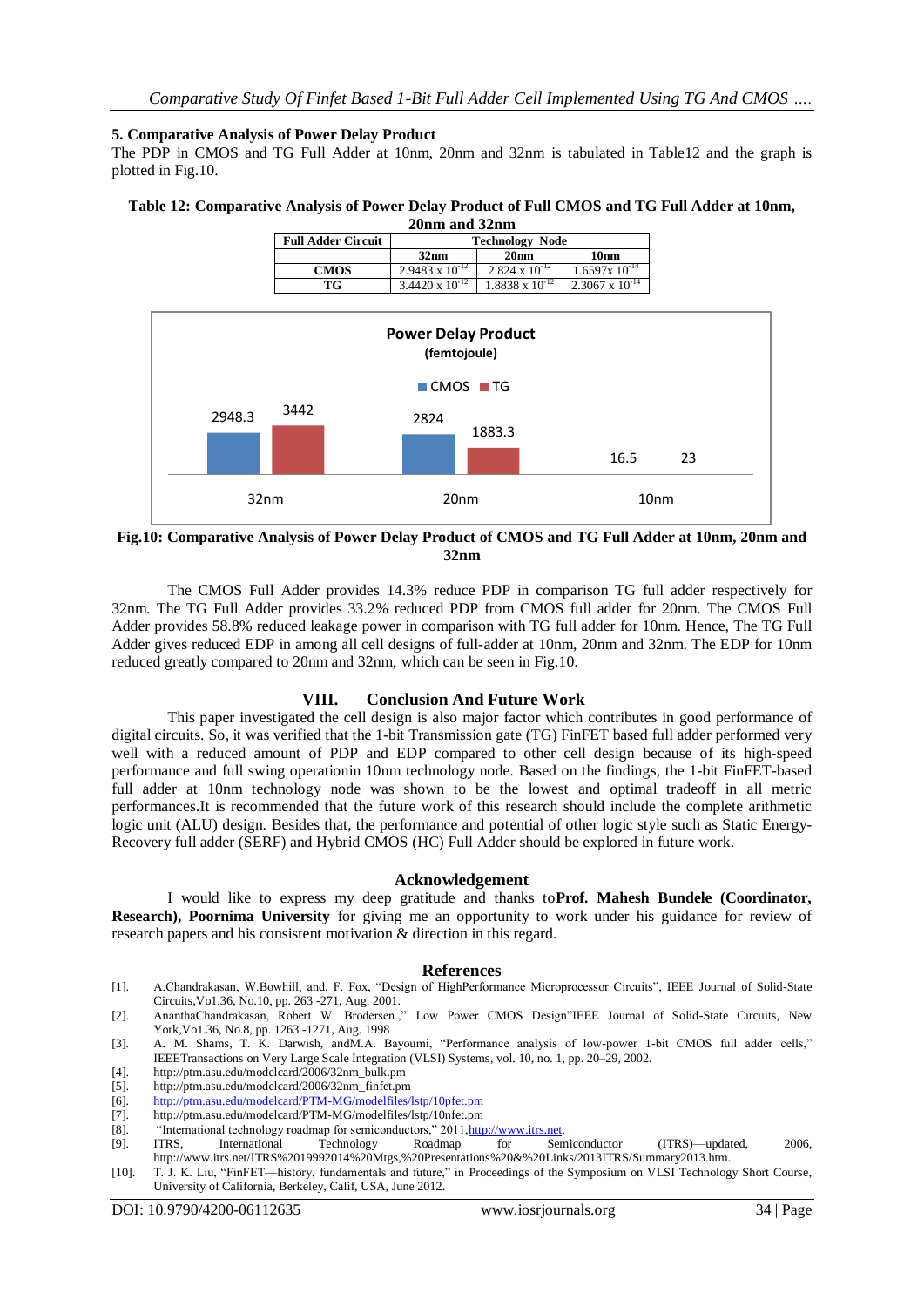### 5. Comparative Analysis of Power Delay Product

The PDP in CMOS and TG Full Adder at 10nm, 20nm and 32nm is tabulated in Table12 and the graph is plotted in Fig.10.

**Table 12: Comparative Analysis of Power Delay Product of Full CMOS and TG Full Adder at 10nm, 20nm and 32nm**

| Full Adder Circuit | Technology Node | | |
|---|---|---|---|
| | 32nm | 20nm | 10nm |
| CMOS | $2.9483 \times 10^{-12}$ | $2.824 \times 10^{-12}$ | $1.6597 \times 10^{-14}$ |
| TG | $3.4420 \times 10^{-12}$ | $1.8838 \times 10^{-12}$ | $2.3067 \times 10^{-14}$ |

**Fig.10: Comparative Analysis of Power Delay Product of CMOS and TG Full Adder at 10nm, 20nm and 32nm**

The CMOS Full Adder provides 14.3% reduce PDP in comparison TG full adder respectively for 32nm. The TG Full Adder provides 33.2% reduced PDP from CMOS full adder for 20nm. The CMOS Full Adder provides 58.8% reduced leakage power in comparison with TG full adder for 10nm. Hence, The TG Full Adder gives reduced EDP in among all cell designs of full-adder at 10nm, 20nm and 32nm. The EDP for 10nm reduced greatly compared to 20nm and 32nm, which can be seen in Fig.10.

## VIII. Conclusion And Future Work

This paper investigated the cell design is also major factor which contributes in good performance of digital circuits. So, it was verified that the 1-bit Transmission gate (TG) FinFET based full adder performed very well with a reduced amount of PDP and EDP compared to other cell design because of its high-speed performance and full swing operationin 10nm technology node. Based on the findings, the 1-bit FinFET-based full adder at 10nm technology node was shown to be the lowest and optimal tradeoff in all metric performances.It is recommended that the future work of this research should include the complete arithmetic logic unit (ALU) design. Besides that, the performance and potential of other logic style such as Static Energy-Recovery full adder (SERF) and Hybrid CMOS (HC) Full Adder should be explored in future work.

## Acknowledgement

I would like to express my deep gratitude and thanks to**Prof. Mahesh Bundele (Coordinator, Research), Poornima University** for giving me an opportunity to work under his guidance for review of research papers and his consistent motivation & direction in this regard.

## References

[1]. A.Chandrakasan, W.Bowhill, and, F. Fox, "Design of HighPerformance Microprocessor Circuits", IEEE Journal of Solid-State Circuits,Vo1.36, No.10, pp. 263 -271, Aug. 2001.

[2]. AnanthaChandrakasan, Robert W. Brodersen.," Low Power CMOS Design"IEEE Journal of Solid-State Circuits, New York,Vo1.36, No.8, pp. 1263 -1271, Aug. 1998

[3]. A. M. Shams, T. K. Darwish, andM.A. Bayoumi, "Performance analysis of low-power 1-bit CMOS full adder cells," IEEETransactions on Very Large Scale Integration (VLSI) Systems, vol. 10, no. 1, pp. 20–29, 2002.

[4]. http://ptm.asu.edu/modelcard/2006/32nm_bulk.pm

[5]. http://ptm.asu.edu/modelcard/2006/32nm_finfet.pm

[6]. http://ptm.asu.edu/modelcard/PTM-MG/modelfiles/lstp/10pfet.pm

[7]. http://ptm.asu.edu/modelcard/PTM-MG/modelfiles/lstp/10nfet.pm

[8]. "International technology roadmap for semiconductors," 2011,http://www.itrs.net.

[9]. ITRS, International Technology Roadmap for Semiconductor (ITRS)—updated, 2006, http://www.itrs.net/ITRS%2019992014%20Mtgs,%20Presentations%20&%20Links/2013ITRS/Summary2013.htm.

[10]. T. J. K. Liu, "FinFET—history, fundamentals and future," in Proceedings of the Symposium on VLSI Technology Short Course, University of California, Berkeley, Calif, USA, June 2012.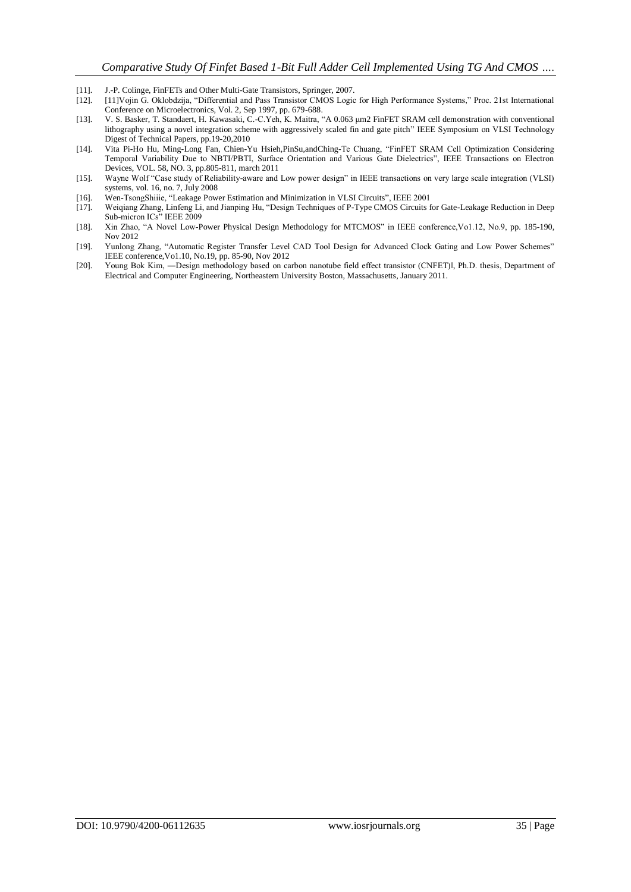[11]. J.-P. Colinge, FinFETs and Other Multi-Gate Transistors, Springer, 2007.

[12]. [11]Vojin G. Oklobdzija, "Differential and Pass Transistor CMOS Logic for High Performance Systems," Proc. 21st International Conference on Microelectronics, Vol. 2, Sep 1997, pp. 679-688.

[13]. V. S. Basker, T. Standaert, H. Kawasaki, C.-C.Yeh, K. Maitra, "A 0.063 μm2 FinFET SRAM cell demonstration with conventional lithography using a novel integration scheme with aggressively scaled fin and gate pitch" IEEE Symposium on VLSI Technology Digest of Technical Papers, pp.19-20,2010

[14]. Vita Pi-Ho Hu, Ming-Long Fan, Chien-Yu Hsieh,PinSu,andChing-Te Chuang, "FinFET SRAM Cell Optimization Considering Temporal Variability Due to NBTI/PBTI, Surface Orientation and Various Gate Dielectrics", IEEE Transactions on Electron Devices, VOL. 58, NO. 3, pp.805-811, march 2011

[15]. Wayne Wolf "Case study of Reliability-aware and Low power design" in IEEE transactions on very large scale integration (VLSI) systems, vol. 16, no. 7, July 2008

[16]. Wen-TsongShiiie, "Leakage Power Estimation and Minimization in VLSI Circuits", IEEE 2001

[17]. Weiqiang Zhang, Linfeng Li, and Jianping Hu, "Design Techniques of P-Type CMOS Circuits for Gate-Leakage Reduction in Deep Sub-micron ICs" IEEE 2009

[18]. Xin Zhao, "A Novel Low-Power Physical Design Methodology for MTCMOS" in IEEE conference,Vo1.12, No.9, pp. 185-190, Nov 2012

[19]. Yunlong Zhang, "Automatic Register Transfer Level CAD Tool Design for Advanced Clock Gating and Low Power Schemes" IEEE conference,Vo1.10, No.19, pp. 85-90, Nov 2012

[20]. Young Bok Kim, ―Design methodology based on carbon nanotube field effect transistor (CNFET)‖, Ph.D. thesis, Department of Electrical and Computer Engineering, Northeastern University Boston, Massachusetts, January 2011.